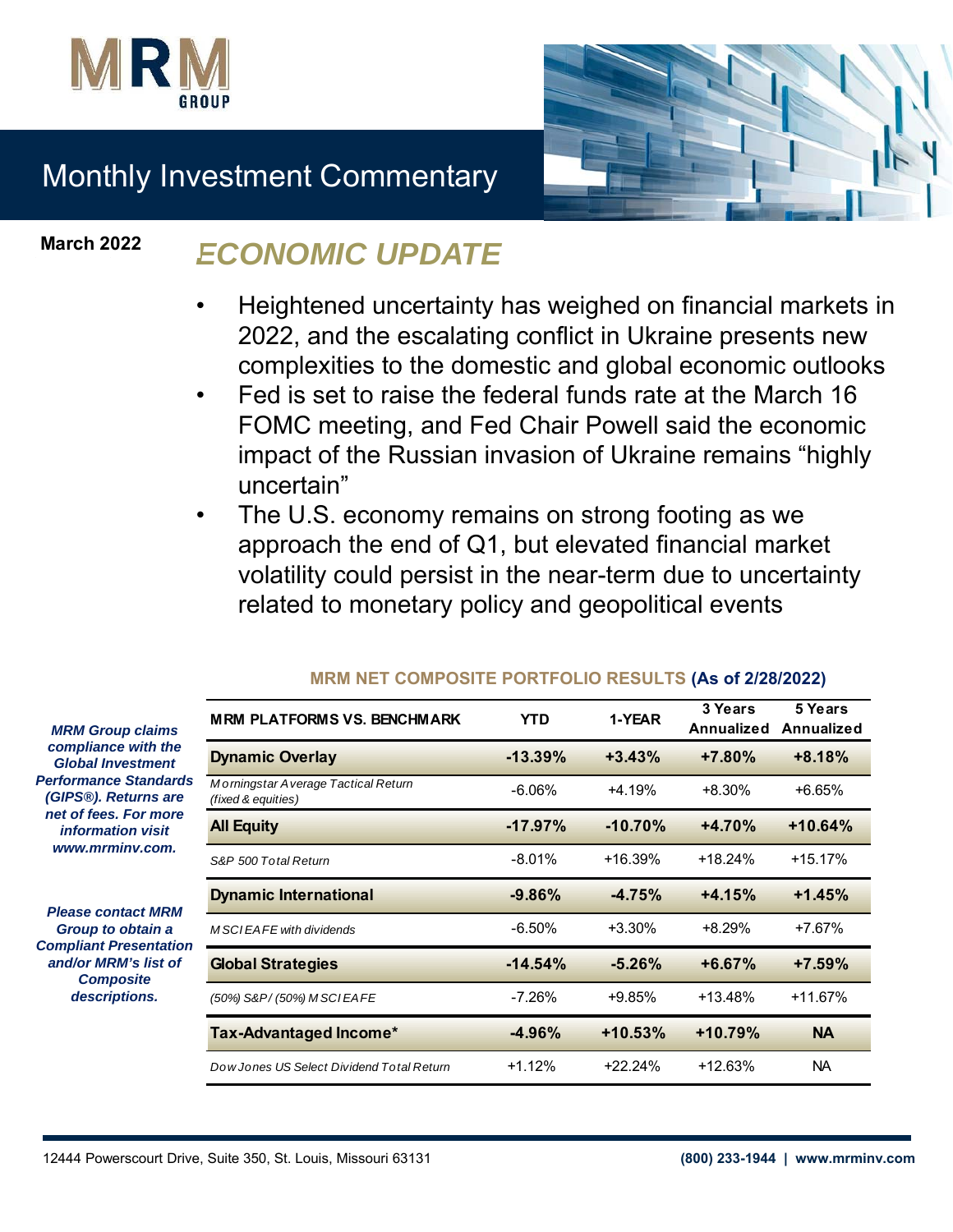MRM GROUP

# Monthly Investment Commentary

**March 2022**

## ECONOMIC UPDATE

- Heightened uncertainty has weighed on financial markets in 2022, and the escalating conflict in Ukraine presents new complexities to the domestic and global economic outlooks
- Fed is set to raise the federal funds rate at the March 16 FOMC meeting, and Fed Chair Powell said the economic impact of the Russian invasion of Ukraine remains "highly uncertain"
- The U.S. economy remains on strong footing as we approach the end of Q1, but elevated financial market volatility could persist in the near-term due to uncertainty related to monetary policy and geopolitical events

### MRM NET COMPOSITE PORTFOLIO RESULTS (As of 2/28/2022)

| MRM PLATFORMS VS. BENCHMARK | YTD | 1-YEAR | 3 Years Annualized | 5 Years Annualized |
|---|---|---|---|---|
| **Dynamic Overlay** | **-13.39%** | **+3.43%** | **+7.80%** | **+8.18%** |
| *Morningstar Average Tactical Return (fixed & equities)* | -6.06% | +4.19% | +8.30% | +6.65% |
| **All Equity** | **-17.97%** | **-10.70%** | **+4.70%** | **+10.64%** |
| *S&P 500 Total Return* | -8.01% | +16.39% | +18.24% | +15.17% |
| **Dynamic International** | **-9.86%** | **-4.75%** | **+4.15%** | **+1.45%** |
| *MSCI EAFE with dividends* | -6.50% | +3.30% | +8.29% | +7.67% |
| **Global Strategies** | **-14.54%** | **-5.26%** | **+6.67%** | **+7.59%** |
| *(50%) S&P/ (50%) MSCI EAFE* | -7.26% | +9.85% | +13.48% | +11.67% |
| **Tax-Advantaged Income*** | **-4.96%** | **+10.53%** | **+10.79%** | **NA** |
| *Dow Jones US Select Dividend Total Return* | +1.12% | +22.24% | +12.63% | NA |

***MRM Group claims compliance with the Global Investment Performance Standards (GIPS®). Returns are net of fees. For more information visit www.mrminv.com.***

***Please contact MRM Group to obtain a Compliant Presentation and/or MRM's list of Composite descriptions.***

12444 Powerscourt Drive, Suite 350, St. Louis, Missouri 63131 | (800) 233-1944 | www.mrminv.com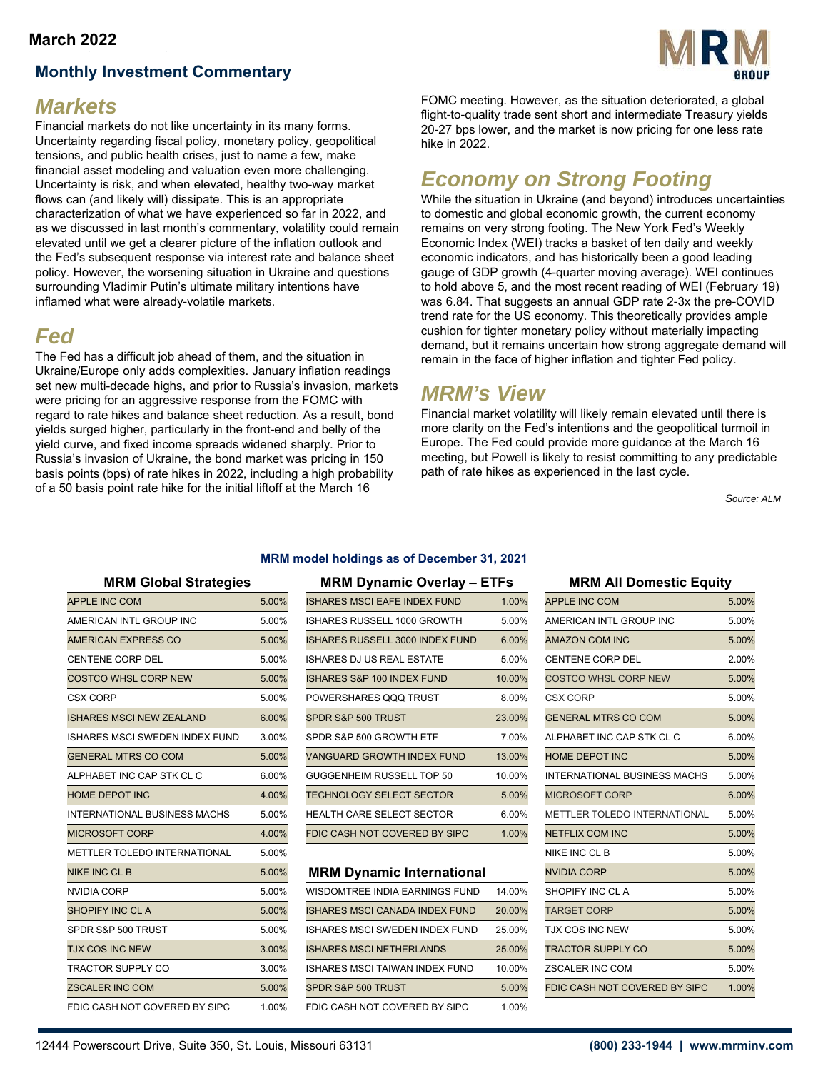March 2022

## Monthly Investment Commentary

## Markets

Financial markets do not like uncertainty in its many forms. Uncertainty regarding fiscal policy, monetary policy, geopolitical tensions, and public health crises, just to name a few, make financial asset modeling and valuation even more challenging. Uncertainty is risk, and when elevated, healthy two-way market flows can (and likely will) dissipate. This is an appropriate characterization of what we have experienced so far in 2022, and as we discussed in last month's commentary, volatility could remain elevated until we get a clearer picture of the inflation outlook and the Fed's subsequent response via interest rate and balance sheet policy. However, the worsening situation in Ukraine and questions surrounding Vladimir Putin's ultimate military intentions have inflamed what were already-volatile markets.

## Fed

The Fed has a difficult job ahead of them, and the situation in Ukraine/Europe only adds complexities. January inflation readings set new multi-decade highs, and prior to Russia's invasion, markets were pricing for an aggressive response from the FOMC with regard to rate hikes and balance sheet reduction. As a result, bond yields surged higher, particularly in the front-end and belly of the yield curve, and fixed income spreads widened sharply. Prior to Russia's invasion of Ukraine, the bond market was pricing in 150 basis points (bps) of rate hikes in 2022, including a high probability of a 50 basis point rate hike for the initial liftoff at the March 16 FOMC meeting. However, as the situation deteriorated, a global flight-to-quality trade sent short and intermediate Treasury yields 20-27 bps lower, and the market is now pricing for one less rate hike in 2022.

## Economy on Strong Footing

While the situation in Ukraine (and beyond) introduces uncertainties to domestic and global economic growth, the current economy remains on very strong footing. The New York Fed's Weekly Economic Index (WEI) tracks a basket of ten daily and weekly economic indicators, and has historically been a good leading gauge of GDP growth (4-quarter moving average). WEI continues to hold above 5, and the most recent reading of WEI (February 19) was 6.84. That suggests an annual GDP rate 2-3x the pre-COVID trend rate for the US economy. This theoretically provides ample cushion for tighter monetary policy without materially impacting demand, but it remains uncertain how strong aggregate demand will remain in the face of higher inflation and tighter Fed policy.

## MRM's View

Financial market volatility will likely remain elevated until there is more clarity on the Fed's intentions and the geopolitical turmoil in Europe. The Fed could provide more guidance at the March 16 meeting, but Powell is likely to resist committing to any predictable path of rate hikes as experienced in the last cycle.

*Source: ALM*

### MRM model holdings as of December 31, 2021

**MRM Global Strategies**

| Holding | Weight |
|---|---|
| APPLE INC COM | 5.00% |
| AMERICAN INTL GROUP INC | 5.00% |
| AMERICAN EXPRESS CO | 5.00% |
| CENTENE CORP DEL | 5.00% |
| COSTCO WHSL CORP NEW | 5.00% |
| CSX CORP | 5.00% |
| ISHARES MSCI NEW ZEALAND | 6.00% |
| ISHARES MSCI SWEDEN INDEX FUND | 3.00% |
| GENERAL MTRS CO COM | 5.00% |
| ALPHABET INC CAP STK CL C | 6.00% |
| HOME DEPOT INC | 4.00% |
| INTERNATIONAL BUSINESS MACHS | 5.00% |
| MICROSOFT CORP | 4.00% |
| METTLER TOLEDO INTERNATIONAL | 5.00% |
| NIKE INC CL B | 5.00% |
| NVIDIA CORP | 5.00% |
| SHOPIFY INC CL A | 5.00% |
| SPDR S&P 500 TRUST | 5.00% |
| TJX COS INC NEW | 3.00% |
| TRACTOR SUPPLY CO | 3.00% |
| ZSCALER INC COM | 5.00% |
| FDIC CASH NOT COVERED BY SIPC | 1.00% |

**MRM Dynamic Overlay – ETFs**

| Holding | Weight |
|---|---|
| ISHARES MSCI EAFE INDEX FUND | 1.00% |
| ISHARES RUSSELL 1000 GROWTH | 5.00% |
| ISHARES RUSSELL 3000 INDEX FUND | 6.00% |
| ISHARES DJ US REAL ESTATE | 5.00% |
| ISHARES S&P 100 INDEX FUND | 10.00% |
| POWERSHARES QQQ TRUST | 8.00% |
| SPDR S&P 500 TRUST | 23.00% |
| SPDR S&P 500 GROWTH ETF | 7.00% |
| VANGUARD GROWTH INDEX FUND | 13.00% |
| GUGGENHEIM RUSSELL TOP 50 | 10.00% |
| TECHNOLOGY SELECT SECTOR | 5.00% |
| HEALTH CARE SELECT SECTOR | 6.00% |
| FDIC CASH NOT COVERED BY SIPC | 1.00% |

**MRM Dynamic International**

| Holding | Weight |
|---|---|
| WISDOMTREE INDIA EARNINGS FUND | 14.00% |
| ISHARES MSCI CANADA INDEX FUND | 20.00% |
| ISHARES MSCI SWEDEN INDEX FUND | 25.00% |
| ISHARES MSCI NETHERLANDS | 25.00% |
| ISHARES MSCI TAIWAN INDEX FUND | 10.00% |
| SPDR S&P 500 TRUST | 5.00% |
| FDIC CASH NOT COVERED BY SIPC | 1.00% |

**MRM All Domestic Equity**

| Holding | Weight |
|---|---|
| APPLE INC COM | 5.00% |
| AMERICAN INTL GROUP INC | 5.00% |
| AMAZON COM INC | 5.00% |
| CENTENE CORP DEL | 2.00% |
| COSTCO WHSL CORP NEW | 5.00% |
| CSX CORP | 5.00% |
| GENERAL MTRS CO COM | 5.00% |
| ALPHABET INC CAP STK CL C | 6.00% |
| HOME DEPOT INC | 5.00% |
| INTERNATIONAL BUSINESS MACHS | 5.00% |
| MICROSOFT CORP | 6.00% |
| METTLER TOLEDO INTERNATIONAL | 5.00% |
| NETFLIX COM INC | 5.00% |
| NIKE INC CL B | 5.00% |
| NVIDIA CORP | 5.00% |
| SHOPIFY INC CL A | 5.00% |
| TARGET CORP | 5.00% |
| TJX COS INC NEW | 5.00% |
| TRACTOR SUPPLY CO | 5.00% |
| ZSCALER INC COM | 5.00% |
| FDIC CASH NOT COVERED BY SIPC | 1.00% |

12444 Powerscourt Drive, Suite 350, St. Louis, Missouri 63131 | **(800) 233-1944 | www.mrminv.com**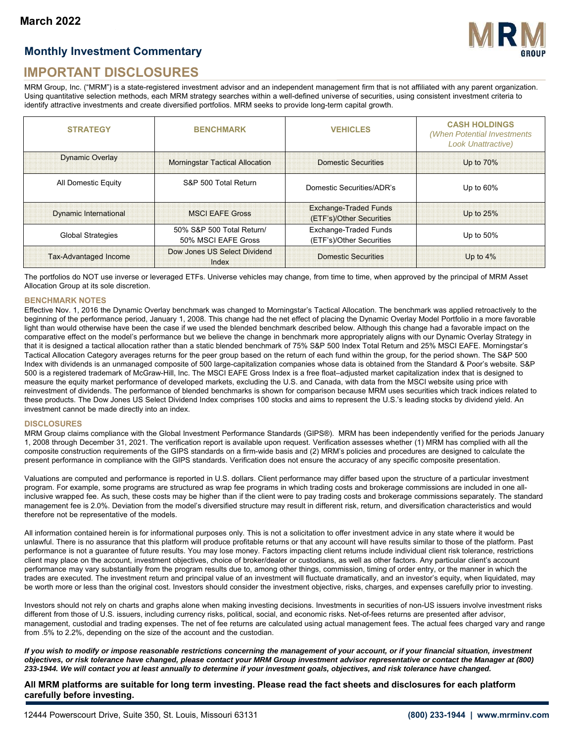# IMPORTANT DISCLOSURES

MRM Group, Inc. ("MRM") is a state-registered investment advisor and an independent management firm that is not affiliated with any parent organization. Using quantitative selection methods, each MRM strategy searches within a well-defined universe of securities, using consistent investment criteria to identify attractive investments and create diversified portfolios. MRM seeks to provide long-term capital growth.

| STRATEGY | BENCHMARK | VEHICLES | CASH HOLDINGS *(When Potential Investments Look Unattractive)* |
|---|---|---|---|
| Dynamic Overlay | Morningstar Tactical Allocation | Domestic Securities | Up to 70% |
| All Domestic Equity | S&P 500 Total Return | Domestic Securities/ADR's | Up to 60% |
| Dynamic International | MSCI EAFE Gross | Exchange-Traded Funds (ETF's)/Other Securities | Up to 25% |
| Global Strategies | 50% S&P 500 Total Return/ 50% MSCI EAFE Gross | Exchange-Traded Funds (ETF's)/Other Securities | Up to 50% |
| Tax-Advantaged Income | Dow Jones US Select Dividend Index | Domestic Securities | Up to 4% |

The portfolios do NOT use inverse or leveraged ETFs. Universe vehicles may change, from time to time, when approved by the principal of MRM Asset Allocation Group at its sole discretion.

### BENCHMARK NOTES

Effective Nov. 1, 2016 the Dynamic Overlay benchmark was changed to Morningstar's Tactical Allocation. The benchmark was applied retroactively to the beginning of the performance period, January 1, 2008. This change had the net effect of placing the Dynamic Overlay Model Portfolio in a more favorable light than would otherwise have been the case if we used the blended benchmark described below. Although this change had a favorable impact on the comparative effect on the model's performance but we believe the change in benchmark more appropriately aligns with our Dynamic Overlay Strategy in that it is designed a tactical allocation rather than a static blended benchmark of 75% S&P 500 Index Total Return and 25% MSCI EAFE. Morningstar's Tactical Allocation Category averages returns for the peer group based on the return of each fund within the group, for the period shown. The S&P 500 Index with dividends is an unmanaged composite of 500 large-capitalization companies whose data is obtained from the Standard & Poor's website. S&P 500 is a registered trademark of McGraw-Hill, Inc. The MSCI EAFE Gross Index is a free float–adjusted market capitalization index that is designed to measure the equity market performance of developed markets, excluding the U.S. and Canada, with data from the MSCI website using price with reinvestment of dividends. The performance of blended benchmarks is shown for comparison because MRM uses securities which track indices related to these products. The Dow Jones US Select Dividend Index comprises 100 stocks and aims to represent the U.S.'s leading stocks by dividend yield. An investment cannot be made directly into an index.

### DISCLOSURES

MRM Group claims compliance with the Global Investment Performance Standards (GIPS®). MRM has been independently verified for the periods January 1, 2008 through December 31, 2021. The verification report is available upon request. Verification assesses whether (1) MRM has complied with all the composite construction requirements of the GIPS standards on a firm-wide basis and (2) MRM's policies and procedures are designed to calculate the present performance in compliance with the GIPS standards. Verification does not ensure the accuracy of any specific composite presentation.

Valuations are computed and performance is reported in U.S. dollars. Client performance may differ based upon the structure of a particular investment program. For example, some programs are structured as wrap fee programs in which trading costs and brokerage commissions are included in one all-inclusive wrapped fee. As such, these costs may be higher than if the client were to pay trading costs and brokerage commissions separately. The standard management fee is 2.0%. Deviation from the model's diversified structure may result in different risk, return, and diversification characteristics and would therefore not be representative of the models.

All information contained herein is for informational purposes only. This is not a solicitation to offer investment advice in any state where it would be unlawful. There is no assurance that this platform will produce profitable returns or that any account will have results similar to those of the platform. Past performance is not a guarantee of future results. You may lose money. Factors impacting client returns include individual client risk tolerance, restrictions client may place on the account, investment objectives, choice of broker/dealer or custodians, as well as other factors. Any particular client's account performance may vary substantially from the program results due to, among other things, commission, timing of order entry, or the manner in which the trades are executed. The investment return and principal value of an investment will fluctuate dramatically, and an investor's equity, when liquidated, may be worth more or less than the original cost. Investors should consider the investment objective, risks, charges, and expenses carefully prior to investing.

Investors should not rely on charts and graphs alone when making investing decisions. Investments in securities of non-US issuers involve investment risks different from those of U.S. issuers, including currency risks, political, social, and economic risks. Net-of-fees returns are presented after advisor, management, custodial and trading expenses. The net of fee returns are calculated using actual management fees. The actual fees charged vary and range from .5% to 2.2%, depending on the size of the account and the custodian.

***If you wish to modify or impose reasonable restrictions concerning the management of your account, or if your financial situation, investment objectives, or risk tolerance have changed, please contact your MRM Group investment advisor representative or contact the Manager at (800) 233-1944. We will contact you at least annually to determine if your investment goals, objectives, and risk tolerance have changed.***

**All MRM platforms are suitable for long term investing. Please read the fact sheets and disclosures for each platform carefully before investing.**

12444 Powerscourt Drive, Suite 350, St. Louis, Missouri 63131 | (800) 233-1944 | www.mrminv.com